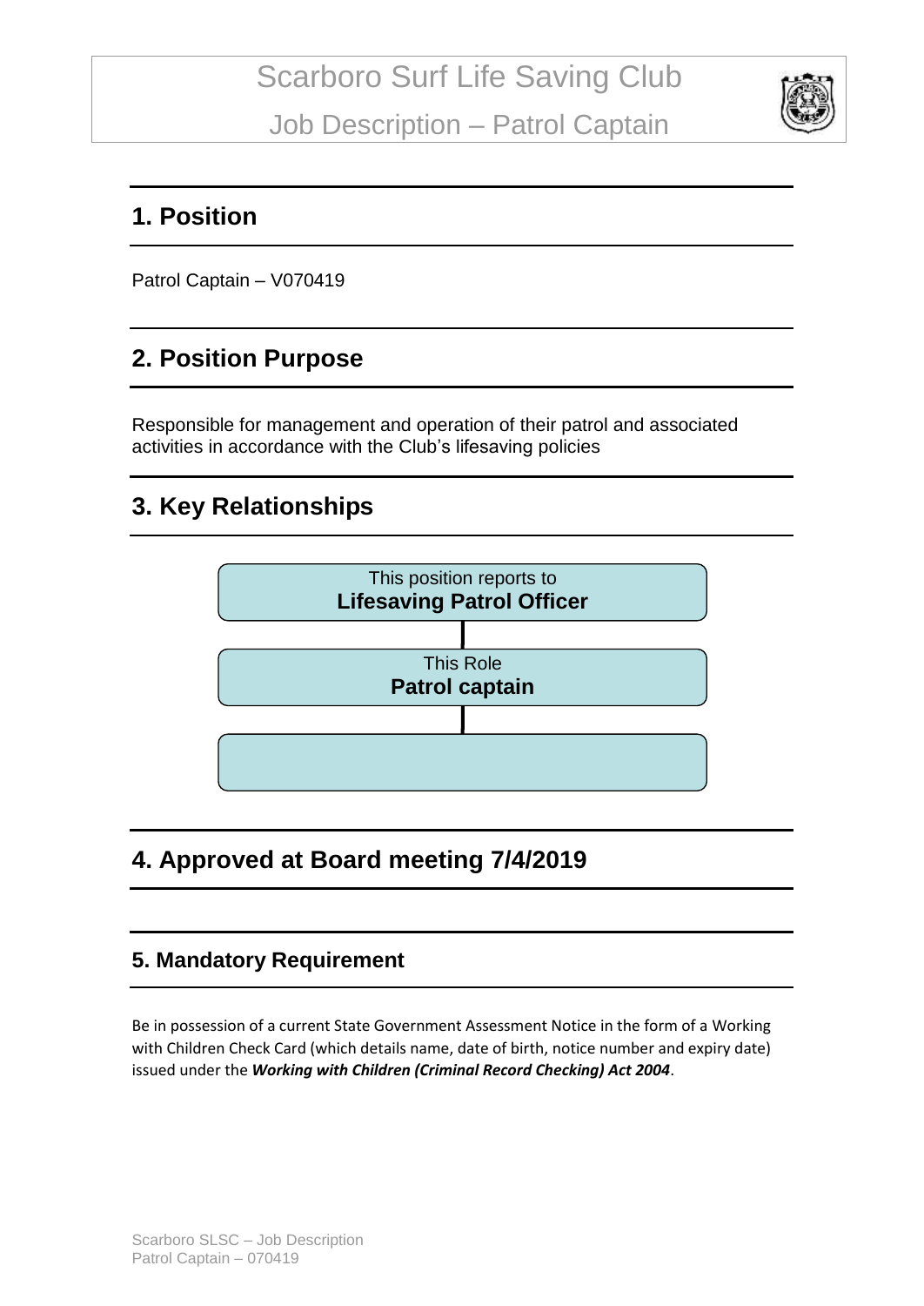# Scarboro Surf Life Saving Club

## Job Description – Patrol Captain

## 1. Position

Patrol Captain – V070419

## 2. Position Purpose

Responsible for management and operation of their patrol and associated activities in accordance with the Club's lifesaving policies

## 3. Key Relationships

This position reports to
**Lifesaving Patrol Officer**

This Role
**Patrol captain**

## 4. Approved at Board meeting 7/4/2019

### 5. Mandatory Requirement

Be in possession of a current State Government Assessment Notice in the form of a Working with Children Check Card (which details name, date of birth, notice number and expiry date) issued under the ***Working with Children (Criminal Record Checking) Act 2004***.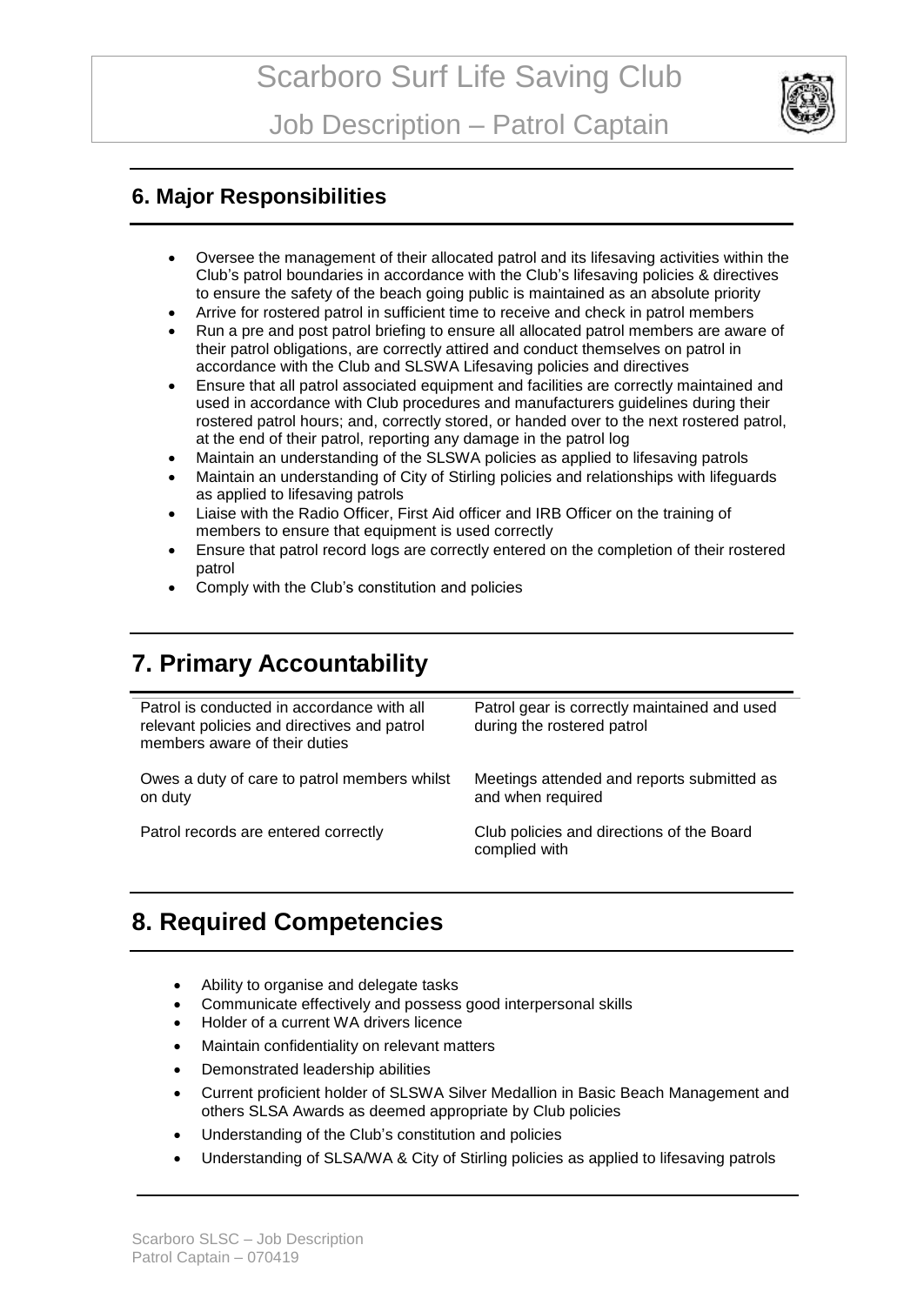## 6. Major Responsibilities

- Oversee the management of their allocated patrol and its lifesaving activities within the Club's patrol boundaries in accordance with the Club's lifesaving policies & directives to ensure the safety of the beach going public is maintained as an absolute priority
- Arrive for rostered patrol in sufficient time to receive and check in patrol members
- Run a pre and post patrol briefing to ensure all allocated patrol members are aware of their patrol obligations, are correctly attired and conduct themselves on patrol in accordance with the Club and SLSWA Lifesaving policies and directives
- Ensure that all patrol associated equipment and facilities are correctly maintained and used in accordance with Club procedures and manufacturers guidelines during their rostered patrol hours; and, correctly stored, or handed over to the next rostered patrol, at the end of their patrol, reporting any damage in the patrol log
- Maintain an understanding of the SLSWA policies as applied to lifesaving patrols
- Maintain an understanding of City of Stirling policies and relationships with lifeguards as applied to lifesaving patrols
- Liaise with the Radio Officer, First Aid officer and IRB Officer on the training of members to ensure that equipment is used correctly
- Ensure that patrol record logs are correctly entered on the completion of their rostered patrol
- Comply with the Club's constitution and policies

## 7. Primary Accountability

| | |
|---|---|
| Patrol is conducted in accordance with all relevant policies and directives and patrol members aware of their duties | Patrol gear is correctly maintained and used during the rostered patrol |
| Owes a duty of care to patrol members whilst on duty | Meetings attended and reports submitted as and when required |
| Patrol records are entered correctly | Club policies and directions of the Board complied with |

## 8. Required Competencies

- Ability to organise and delegate tasks
- Communicate effectively and possess good interpersonal skills
- Holder of a current WA drivers licence
- Maintain confidentiality on relevant matters
- Demonstrated leadership abilities
- Current proficient holder of SLSWA Silver Medallion in Basic Beach Management and others SLSA Awards as deemed appropriate by Club policies
- Understanding of the Club's constitution and policies
- Understanding of SLSA/WA & City of Stirling policies as applied to lifesaving patrols